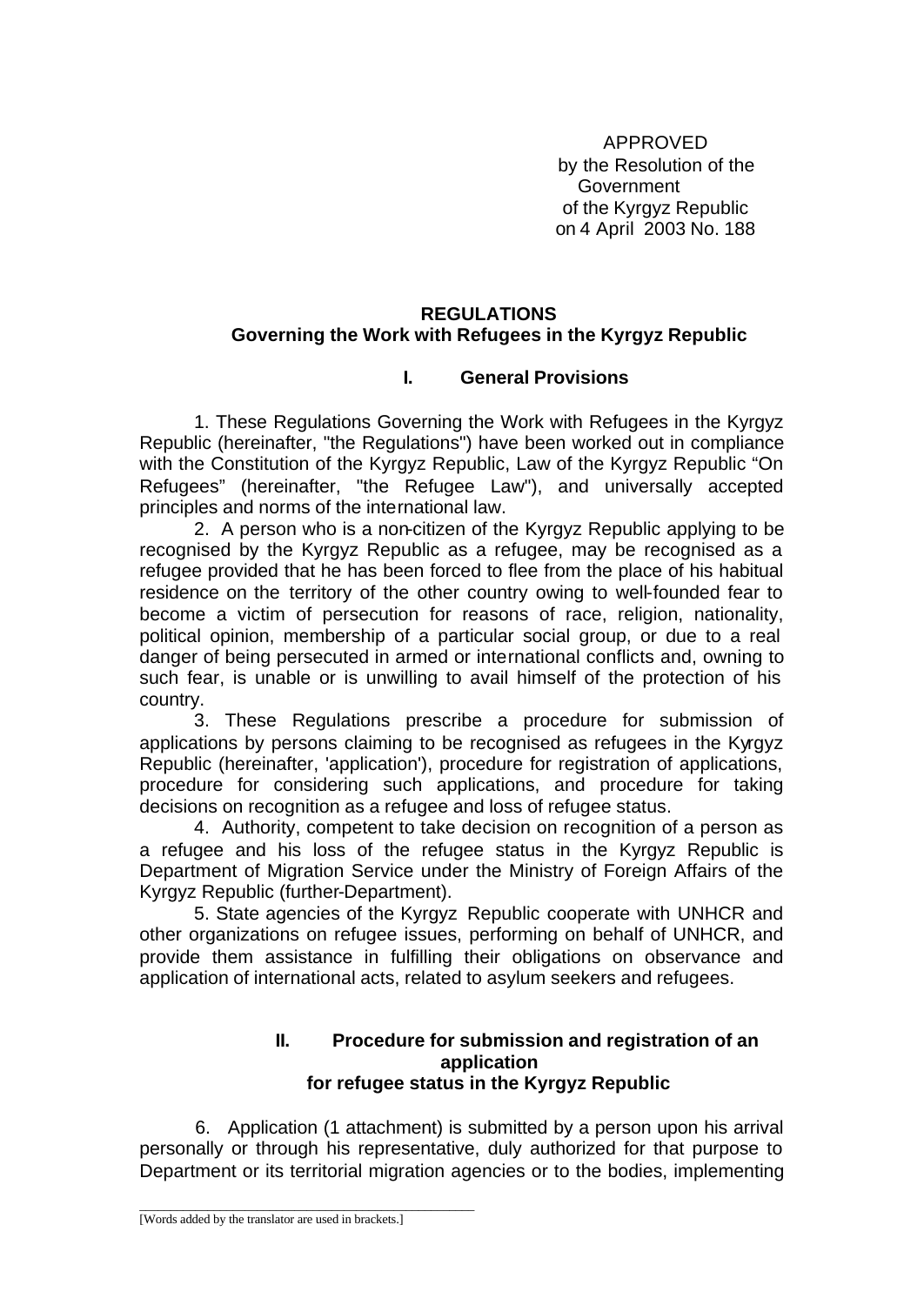APPROVED
by the Resolution of the Government
of the Kyrgyz Republic
on 4 April 2003 No. 188

# REGULATIONS
## Governing the Work with Refugees in the Kyrgyz Republic

### I. General Provisions

1. These Regulations Governing the Work with Refugees in the Kyrgyz Republic (hereinafter, "the Regulations") have been worked out in compliance with the Constitution of the Kyrgyz Republic, Law of the Kyrgyz Republic "On Refugees" (hereinafter, "the Refugee Law"), and universally accepted principles and norms of the international law.

2. A person who is a non-citizen of the Kyrgyz Republic applying to be recognised by the Kyrgyz Republic as a refugee, may be recognised as a refugee provided that he has been forced to flee from the place of his habitual residence on the territory of the other country owing to well-founded fear to become a victim of persecution for reasons of race, religion, nationality, political opinion, membership of a particular social group, or due to a real danger of being persecuted in armed or international conflicts and, owning to such fear, is unable or is unwilling to avail himself of the protection of his country.

3. These Regulations prescribe a procedure for submission of applications by persons claiming to be recognised as refugees in the Kyrgyz Republic (hereinafter, 'application'), procedure for registration of applications, procedure for considering such applications, and procedure for taking decisions on recognition as a refugee and loss of refugee status.

4. Authority, competent to take decision on recognition of a person as a refugee and his loss of the refugee status in the Kyrgyz Republic is Department of Migration Service under the Ministry of Foreign Affairs of the Kyrgyz Republic (further-Department).

5. State agencies of the Kyrgyz Republic cooperate with UNHCR and other organizations on refugee issues, performing on behalf of UNHCR, and provide them assistance in fulfilling their obligations on observance and application of international acts, related to asylum seekers and refugees.

### II. Procedure for submission and registration of an application for refugee status in the Kyrgyz Republic

6. Application (1 attachment) is submitted by a person upon his arrival personally or through his representative, duly authorized for that purpose to Department or its territorial migration agencies or to the bodies, implementing

[Words added by the translator are used in brackets.]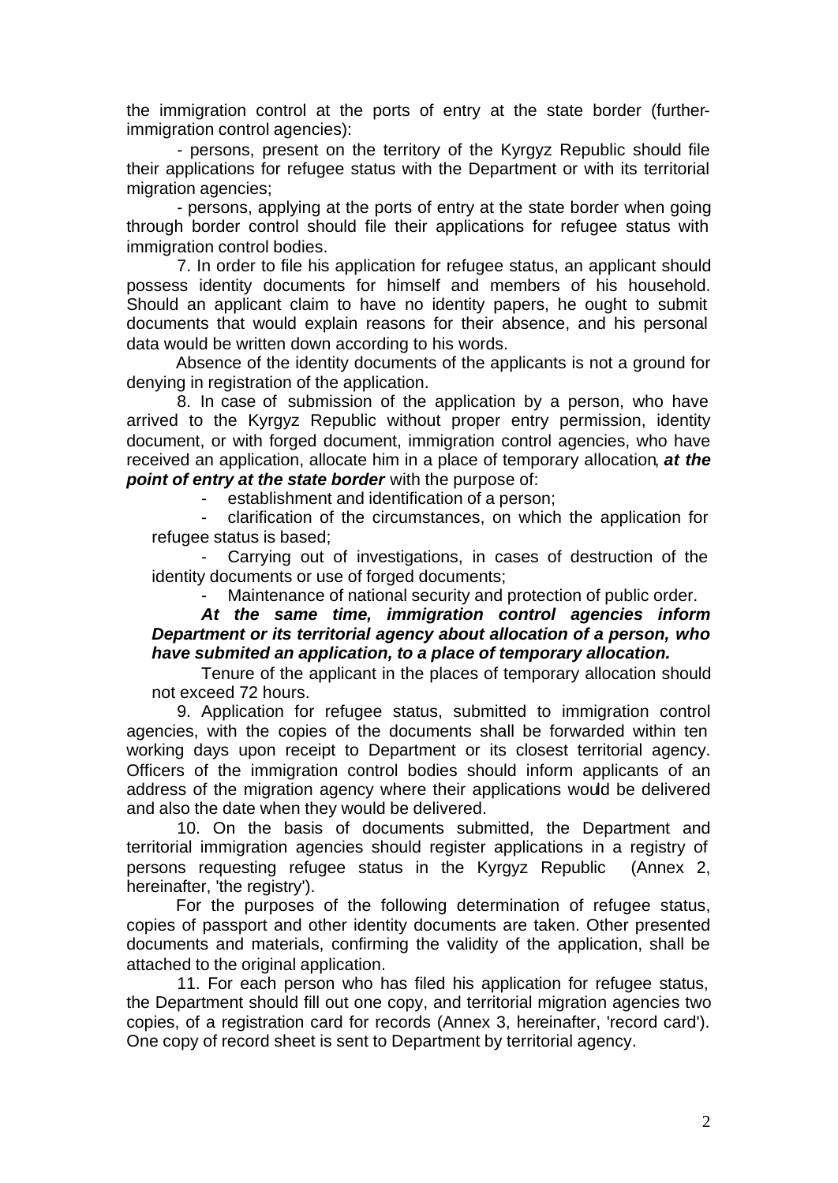the immigration control at the ports of entry at the state border (further- immigration control agencies):

- persons, present on the territory of the Kyrgyz Republic should file their applications for refugee status with the Department or with its territorial migration agencies;
- persons, applying at the ports of entry at the state border when going through border control should file their applications for refugee status with immigration control bodies.

7. In order to file his application for refugee status, an applicant should possess identity documents for himself and members of his household. Should an applicant claim to have no identity papers, he ought to submit documents that would explain reasons for their absence, and his personal data would be written down according to his words.

Absence of the identity documents of the applicants is not a ground for denying in registration of the application.

8. In case of submission of the application by a person, who have arrived to the Kyrgyz Republic without proper entry permission, identity document, or with forged document, immigration control agencies, who have received an application, allocate him in a place of temporary allocation, ***at the point of entry at the state border*** with the purpose of:

- establishment and identification of a person;
- clarification of the circumstances, on which the application for refugee status is based;
- Carrying out of investigations, in cases of destruction of the identity documents or use of forged documents;
- Maintenance of national security and protection of public order.

***At the same time, immigration control agencies inform Department or its territorial agency about allocation of a person, who have submited an application, to a place of temporary allocation.***

Tenure of the applicant in the places of temporary allocation should not exceed 72 hours.

9. Application for refugee status, submitted to immigration control agencies, with the copies of the documents shall be forwarded within ten working days upon receipt to Department or its closest territorial agency. Officers of the immigration control bodies should inform applicants of an address of the migration agency where their applications would be delivered and also the date when they would be delivered.

10. On the basis of documents submitted, the Department and territorial immigration agencies should register applications in a registry of persons requesting refugee status in the Kyrgyz Republic (Annex 2, hereinafter, 'the registry').

For the purposes of the following determination of refugee status, copies of passport and other identity documents are taken. Other presented documents and materials, confirming the validity of the application, shall be attached to the original application.

11. For each person who has filed his application for refugee status, the Department should fill out one copy, and territorial migration agencies two copies, of a registration card for records (Annex 3, hereinafter, 'record card'). One copy of record sheet is sent to Department by territorial agency.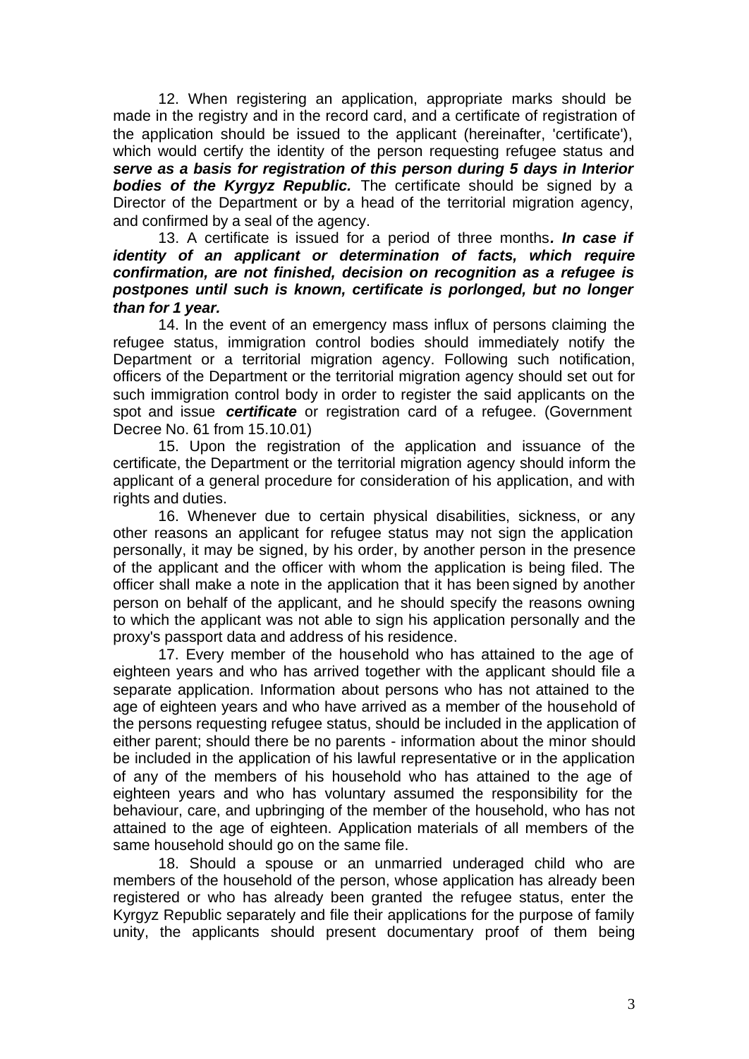12. When registering an application, appropriate marks should be made in the registry and in the record card, and a certificate of registration of the application should be issued to the applicant (hereinafter, 'certificate'), which would certify the identity of the person requesting refugee status and ***serve as a basis for registration of this person during 5 days in Interior bodies of the Kyrgyz Republic.*** The certificate should be signed by a Director of the Department or by a head of the territorial migration agency, and confirmed by a seal of the agency.

13. A certificate is issued for a period of three months***. In case if identity of an applicant or determination of facts, which require confirmation, are not finished, decision on recognition as a refugee is postpones until such is known, certificate is porlonged, but no longer than for 1 year.***

14. In the event of an emergency mass influx of persons claiming the refugee status, immigration control bodies should immediately notify the Department or a territorial migration agency. Following such notification, officers of the Department or the territorial migration agency should set out for such immigration control body in order to register the said applicants on the spot and issue ***certificate*** or registration card of a refugee. (Government Decree No. 61 from 15.10.01)

15. Upon the registration of the application and issuance of the certificate, the Department or the territorial migration agency should inform the applicant of a general procedure for consideration of his application, and with rights and duties.

16. Whenever due to certain physical disabilities, sickness, or any other reasons an applicant for refugee status may not sign the application personally, it may be signed, by his order, by another person in the presence of the applicant and the officer with whom the application is being filed. The officer shall make a note in the application that it has been signed by another person on behalf of the applicant, and he should specify the reasons owning to which the applicant was not able to sign his application personally and the proxy's passport data and address of his residence.

17. Every member of the household who has attained to the age of eighteen years and who has arrived together with the applicant should file a separate application. Information about persons who has not attained to the age of eighteen years and who have arrived as a member of the household of the persons requesting refugee status, should be included in the application of either parent; should there be no parents - information about the minor should be included in the application of his lawful representative or in the application of any of the members of his household who has attained to the age of eighteen years and who has voluntary assumed the responsibility for the behaviour, care, and upbringing of the member of the household, who has not attained to the age of eighteen. Application materials of all members of the same household should go on the same file.

18. Should a spouse or an unmarried underaged child who are members of the household of the person, whose application has already been registered or who has already been granted the refugee status, enter the Kyrgyz Republic separately and file their applications for the purpose of family unity, the applicants should present documentary proof of them being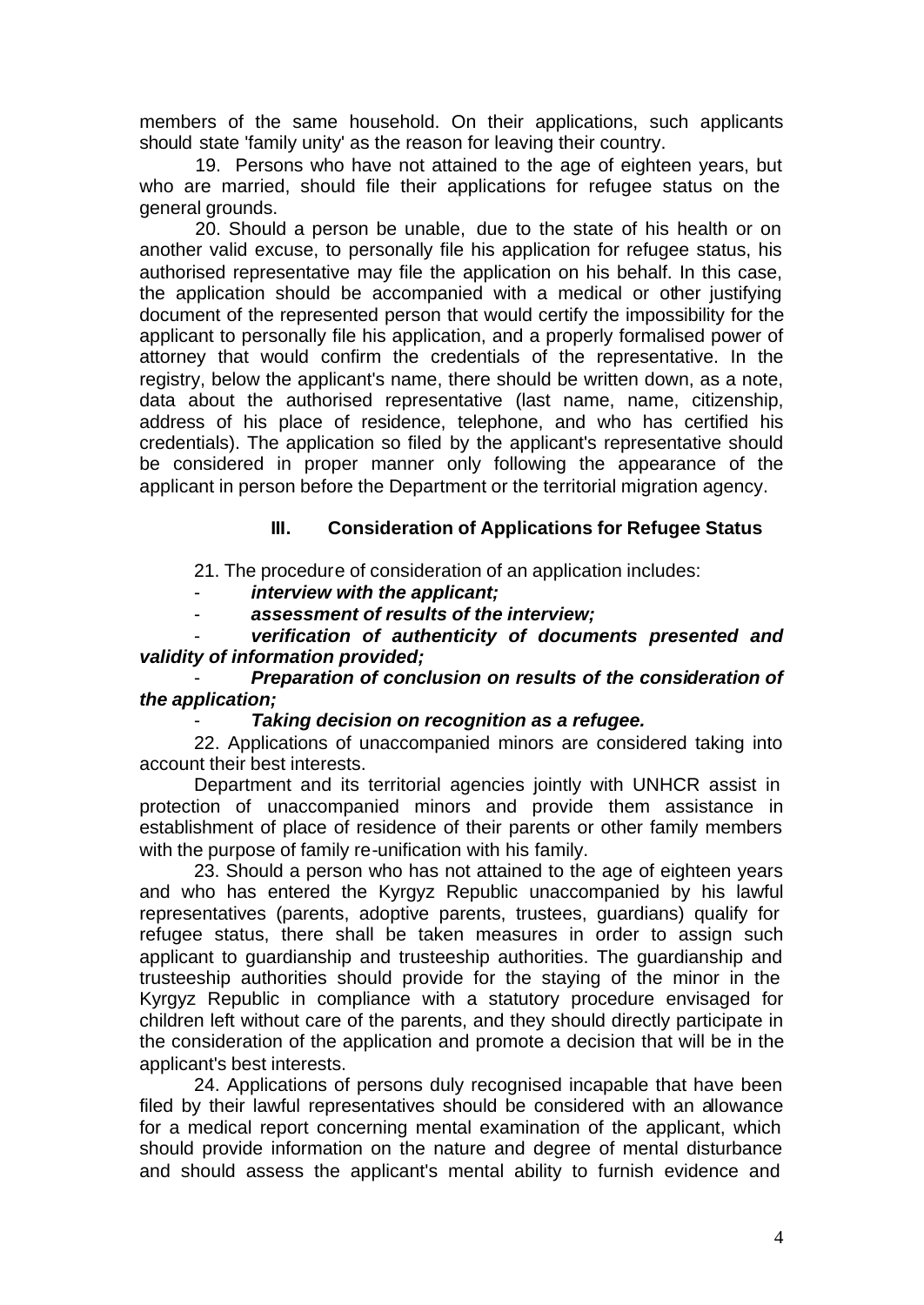members of the same household. On their applications, such applicants should state 'family unity' as the reason for leaving their country.

19. Persons who have not attained to the age of eighteen years, but who are married, should file their applications for refugee status on the general grounds.

20. Should a person be unable, due to the state of his health or on another valid excuse, to personally file his application for refugee status, his authorised representative may file the application on his behalf. In this case, the application should be accompanied with a medical or other justifying document of the represented person that would certify the impossibility for the applicant to personally file his application, and a properly formalised power of attorney that would confirm the credentials of the representative. In the registry, below the applicant's name, there should be written down, as a note, data about the authorised representative (last name, name, citizenship, address of his place of residence, telephone, and who has certified his credentials). The application so filed by the applicant's representative should be considered in proper manner only following the appearance of the applicant in person before the Department or the territorial migration agency.

## III. Consideration of Applications for Refugee Status

21. The procedure of consideration of an application includes:

- ***interview with the applicant;***
- ***assessment of results of the interview;***
- ***verification of authenticity of documents presented and validity of information provided;***
- ***Preparation of conclusion on results of the consideration of the application;***
- ***Taking decision on recognition as a refugee.***

22. Applications of unaccompanied minors are considered taking into account their best interests.

Department and its territorial agencies jointly with UNHCR assist in protection of unaccompanied minors and provide them assistance in establishment of place of residence of their parents or other family members with the purpose of family re-unification with his family.

23. Should a person who has not attained to the age of eighteen years and who has entered the Kyrgyz Republic unaccompanied by his lawful representatives (parents, adoptive parents, trustees, guardians) qualify for refugee status, there shall be taken measures in order to assign such applicant to guardianship and trusteeship authorities. The guardianship and trusteeship authorities should provide for the staying of the minor in the Kyrgyz Republic in compliance with a statutory procedure envisaged for children left without care of the parents, and they should directly participate in the consideration of the application and promote a decision that will be in the applicant's best interests.

24. Applications of persons duly recognised incapable that have been filed by their lawful representatives should be considered with an allowance for a medical report concerning mental examination of the applicant, which should provide information on the nature and degree of mental disturbance and should assess the applicant's mental ability to furnish evidence and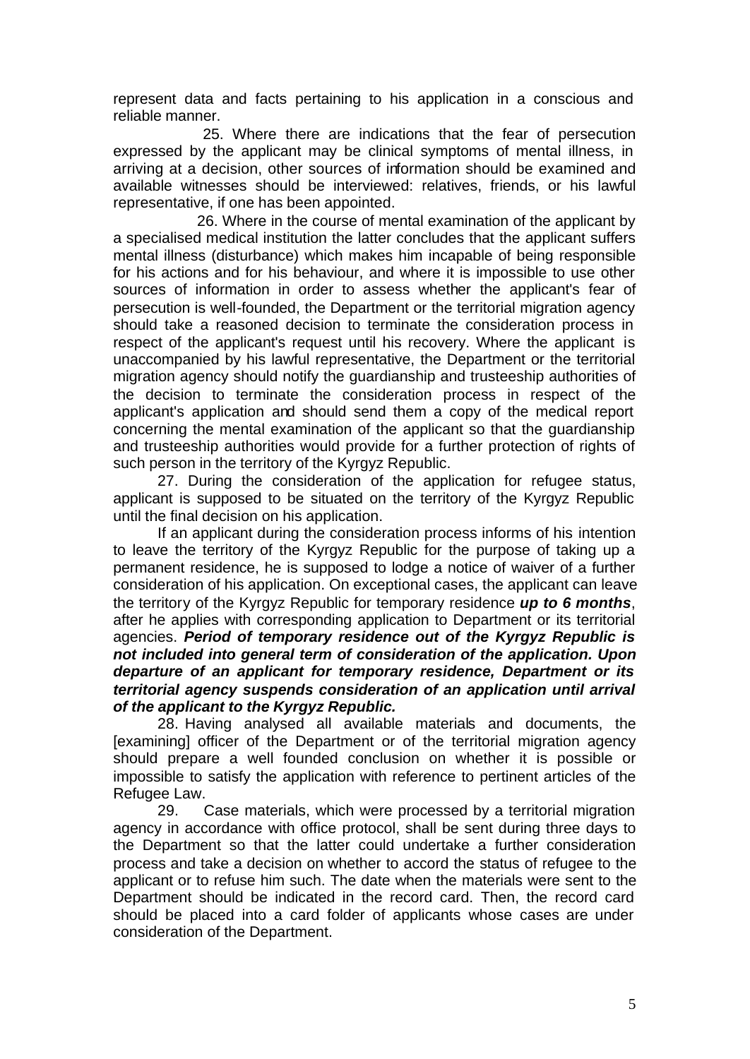represent data and facts pertaining to his application in a conscious and reliable manner.

25. Where there are indications that the fear of persecution expressed by the applicant may be clinical symptoms of mental illness, in arriving at a decision, other sources of information should be examined and available witnesses should be interviewed: relatives, friends, or his lawful representative, if one has been appointed.

26. Where in the course of mental examination of the applicant by a specialised medical institution the latter concludes that the applicant suffers mental illness (disturbance) which makes him incapable of being responsible for his actions and for his behaviour, and where it is impossible to use other sources of information in order to assess whether the applicant's fear of persecution is well-founded, the Department or the territorial migration agency should take a reasoned decision to terminate the consideration process in respect of the applicant's request until his recovery. Where the applicant is unaccompanied by his lawful representative, the Department or the territorial migration agency should notify the guardianship and trusteeship authorities of the decision to terminate the consideration process in respect of the applicant's application and should send them a copy of the medical report concerning the mental examination of the applicant so that the guardianship and trusteeship authorities would provide for a further protection of rights of such person in the territory of the Kyrgyz Republic.

27. During the consideration of the application for refugee status, applicant is supposed to be situated on the territory of the Kyrgyz Republic until the final decision on his application.

If an applicant during the consideration process informs of his intention to leave the territory of the Kyrgyz Republic for the purpose of taking up a permanent residence, he is supposed to lodge a notice of waiver of a further consideration of his application. On exceptional cases, the applicant can leave the territory of the Kyrgyz Republic for temporary residence ***up to 6 months***, after he applies with corresponding application to Department or its territorial agencies. ***Period of temporary residence out of the Kyrgyz Republic is not included into general term of consideration of the application. Upon departure of an applicant for temporary residence, Department or its territorial agency suspends consideration of an application until arrival of the applicant to the Kyrgyz Republic.***

28. Having analysed all available materials and documents, the [examining] officer of the Department or of the territorial migration agency should prepare a well founded conclusion on whether it is possible or impossible to satisfy the application with reference to pertinent articles of the Refugee Law.

29. Case materials, which were processed by a territorial migration agency in accordance with office protocol, shall be sent during three days to the Department so that the latter could undertake a further consideration process and take a decision on whether to accord the status of refugee to the applicant or to refuse him such. The date when the materials were sent to the Department should be indicated in the record card. Then, the record card should be placed into a card folder of applicants whose cases are under consideration of the Department.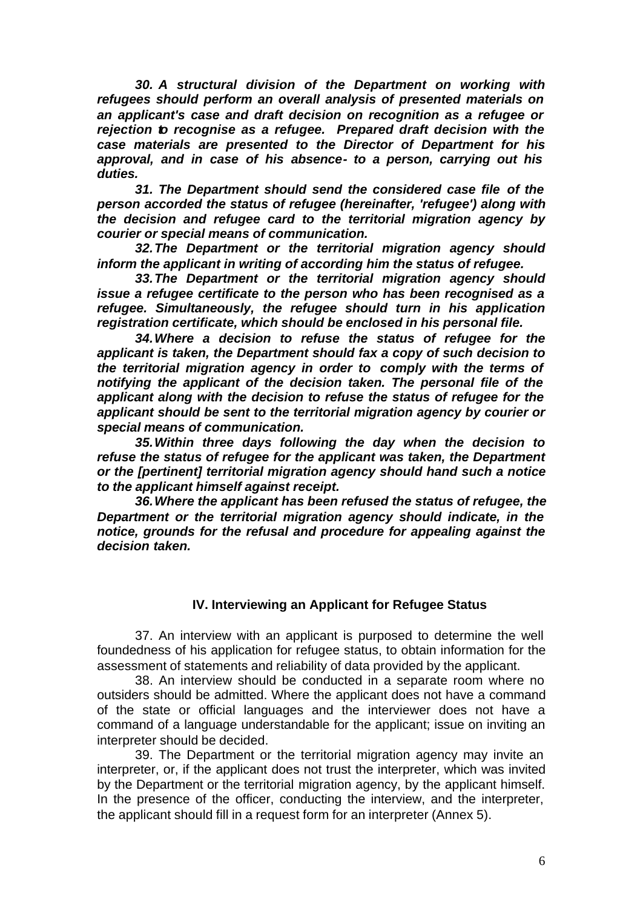***30. A structural division of the Department on working with refugees should perform an overall analysis of presented materials on an applicant's case and draft decision on recognition as a refugee or rejection to recognise as a refugee. Prepared draft decision with the case materials are presented to the Director of Department for his approval, and in case of his absence- to a person, carrying out his duties.***

***31. The Department should send the considered case file of the person accorded the status of refugee (hereinafter, 'refugee') along with the decision and refugee card to the territorial migration agency by courier or special means of communication.***

***32. The Department or the territorial migration agency should inform the applicant in writing of according him the status of refugee.***

***33. The Department or the territorial migration agency should issue a refugee certificate to the person who has been recognised as a refugee. Simultaneously, the refugee should turn in his application registration certificate, which should be enclosed in his personal file.***

***34. Where a decision to refuse the status of refugee for the applicant is taken, the Department should fax a copy of such decision to the territorial migration agency in order to comply with the terms of notifying the applicant of the decision taken. The personal file of the applicant along with the decision to refuse the status of refugee for the applicant should be sent to the territorial migration agency by courier or special means of communication.***

***35. Within three days following the day when the decision to refuse the status of refugee for the applicant was taken, the Department or the [pertinent] territorial migration agency should hand such a notice to the applicant himself against receipt.***

***36. Where the applicant has been refused the status of refugee, the Department or the territorial migration agency should indicate, in the notice, grounds for the refusal and procedure for appealing against the decision taken.***

## IV. Interviewing an Applicant for Refugee Status

37. An interview with an applicant is purposed to determine the well foundedness of his application for refugee status, to obtain information for the assessment of statements and reliability of data provided by the applicant.

38. An interview should be conducted in a separate room where no outsiders should be admitted. Where the applicant does not have a command of the state or official languages and the interviewer does not have a command of a language understandable for the applicant; issue on inviting an interpreter should be decided.

39. The Department or the territorial migration agency may invite an interpreter, or, if the applicant does not trust the interpreter, which was invited by the Department or the territorial migration agency, by the applicant himself. In the presence of the officer, conducting the interview, and the interpreter, the applicant should fill in a request form for an interpreter (Annex 5).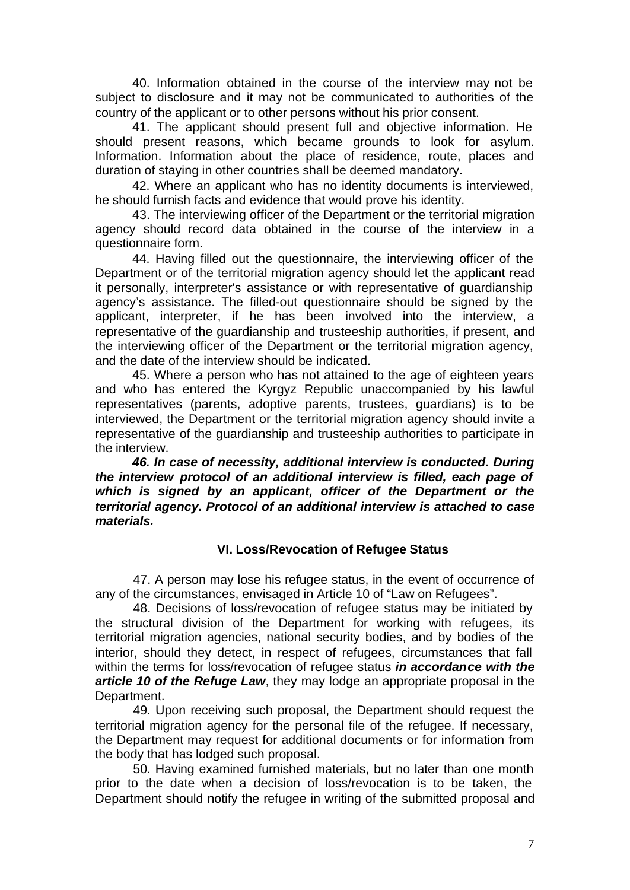40. Information obtained in the course of the interview may not be subject to disclosure and it may not be communicated to authorities of the country of the applicant or to other persons without his prior consent.

41. The applicant should present full and objective information. He should present reasons, which became grounds to look for asylum. Information. Information about the place of residence, route, places and duration of staying in other countries shall be deemed mandatory.

42. Where an applicant who has no identity documents is interviewed, he should furnish facts and evidence that would prove his identity.

43. The interviewing officer of the Department or the territorial migration agency should record data obtained in the course of the interview in a questionnaire form.

44. Having filled out the questionnaire, the interviewing officer of the Department or of the territorial migration agency should let the applicant read it personally, interpreter's assistance or with representative of guardianship agency's assistance. The filled-out questionnaire should be signed by the applicant, interpreter, if he has been involved into the interview, a representative of the guardianship and trusteeship authorities, if present, and the interviewing officer of the Department or the territorial migration agency, and the date of the interview should be indicated.

45. Where a person who has not attained to the age of eighteen years and who has entered the Kyrgyz Republic unaccompanied by his lawful representatives (parents, adoptive parents, trustees, guardians) is to be interviewed, the Department or the territorial migration agency should invite a representative of the guardianship and trusteeship authorities to participate in the interview.

***46. In case of necessity, additional interview is conducted. During the interview protocol of an additional interview is filled, each page of which is signed by an applicant, officer of the Department or the territorial agency. Protocol of an additional interview is attached to case materials.***

## VI. Loss/Revocation of Refugee Status

47. A person may lose his refugee status, in the event of occurrence of any of the circumstances, envisaged in Article 10 of "Law on Refugees".

48. Decisions of loss/revocation of refugee status may be initiated by the structural division of the Department for working with refugees, its territorial migration agencies, national security bodies, and by bodies of the interior, should they detect, in respect of refugees, circumstances that fall within the terms for loss/revocation of refugee status ***in accordance with the article 10 of the Refuge Law***, they may lodge an appropriate proposal in the Department.

49. Upon receiving such proposal, the Department should request the territorial migration agency for the personal file of the refugee. If necessary, the Department may request for additional documents or for information from the body that has lodged such proposal.

50. Having examined furnished materials, but no later than one month prior to the date when a decision of loss/revocation is to be taken, the Department should notify the refugee in writing of the submitted proposal and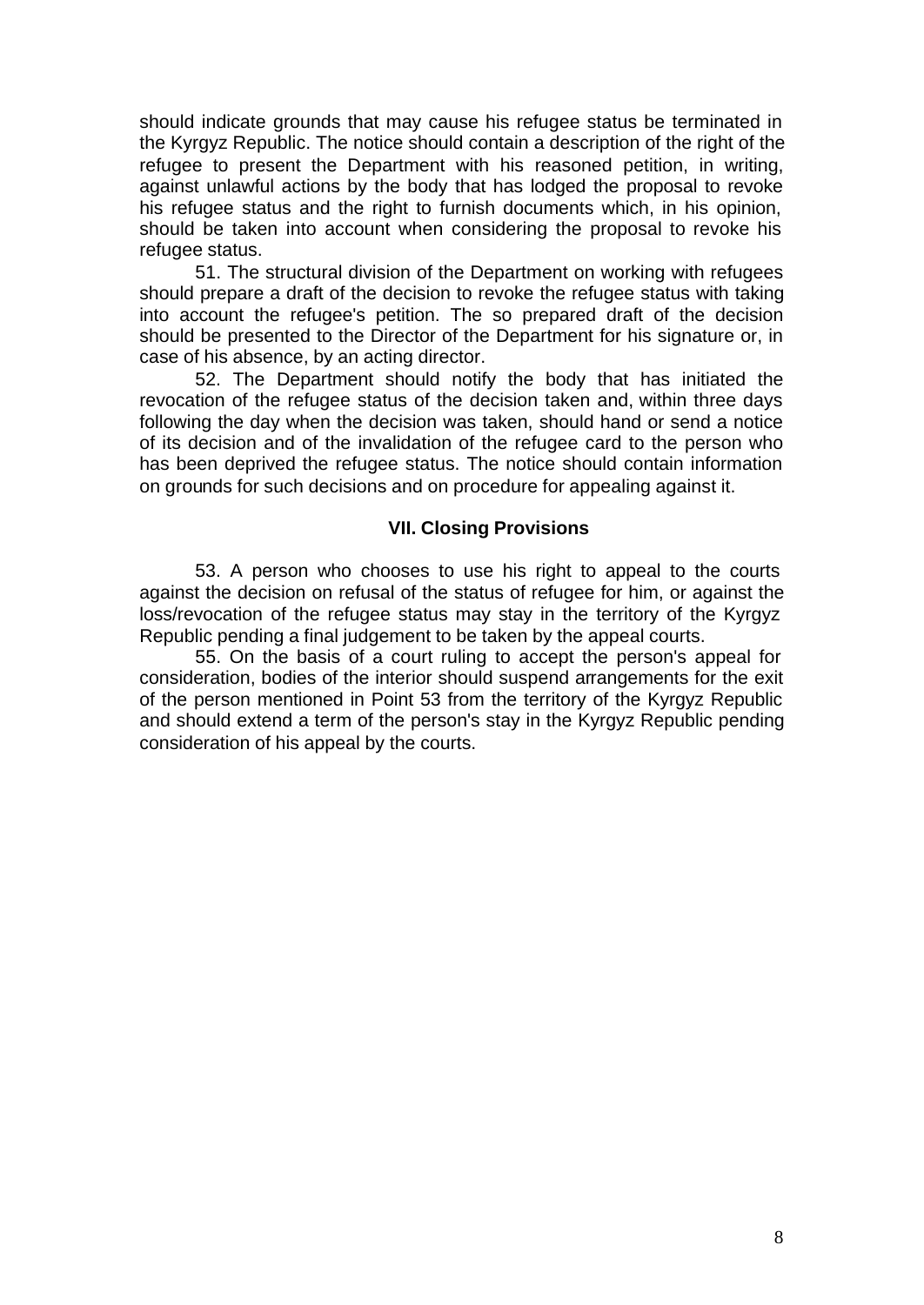should indicate grounds that may cause his refugee status be terminated in the Kyrgyz Republic. The notice should contain a description of the right of the refugee to present the Department with his reasoned petition, in writing, against unlawful actions by the body that has lodged the proposal to revoke his refugee status and the right to furnish documents which, in his opinion, should be taken into account when considering the proposal to revoke his refugee status.

51. The structural division of the Department on working with refugees should prepare a draft of the decision to revoke the refugee status with taking into account the refugee's petition. The so prepared draft of the decision should be presented to the Director of the Department for his signature or, in case of his absence, by an acting director.

52. The Department should notify the body that has initiated the revocation of the refugee status of the decision taken and, within three days following the day when the decision was taken, should hand or send a notice of its decision and of the invalidation of the refugee card to the person who has been deprived the refugee status. The notice should contain information on grounds for such decisions and on procedure for appealing against it.

## VII. Closing Provisions

53. A person who chooses to use his right to appeal to the courts against the decision on refusal of the status of refugee for him, or against the loss/revocation of the refugee status may stay in the territory of the Kyrgyz Republic pending a final judgement to be taken by the appeal courts.

55. On the basis of a court ruling to accept the person's appeal for consideration, bodies of the interior should suspend arrangements for the exit of the person mentioned in Point 53 from the territory of the Kyrgyz Republic and should extend a term of the person's stay in the Kyrgyz Republic pending consideration of his appeal by the courts.